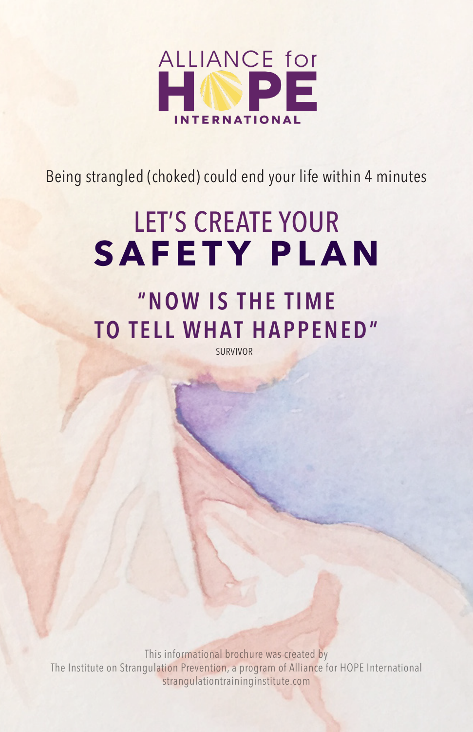ALLIANCE for HOPE INTERNATIONAL

Being strangled (choked) could end your life within 4 minutes

# LET'S CREATE YOUR **SAFETY PLAN**

## "NOW IS THE TIME TO TELL WHAT HAPPENED"

SURVIVOR

This informational brochure was created by
The Institute on Strangulation Prevention, a program of Alliance for HOPE International
strangulationtraininginstitute.com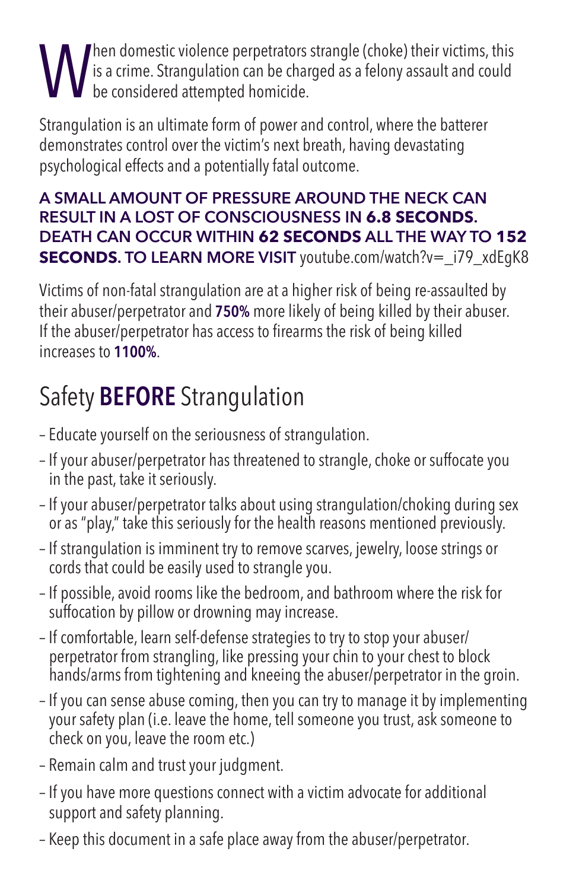When domestic violence perpetrators strangle (choke) their victims, this is a crime. Strangulation can be charged as a felony assault and could be considered attempted homicide.

Strangulation is an ultimate form of power and control, where the batterer demonstrates control over the victim's next breath, having devastating psychological effects and a potentially fatal outcome.

**A SMALL AMOUNT OF PRESSURE AROUND THE NECK CAN RESULT IN A LOST OF CONSCIOUSNESS IN 6.8 SECONDS. DEATH CAN OCCUR WITHIN 62 SECONDS ALL THE WAY TO 152 SECONDS. TO LEARN MORE VISIT** youtube.com/watch?v=_i79_xdEgK8

Victims of non-fatal strangulation are at a higher risk of being re-assaulted by their abuser/perpetrator and **750%** more likely of being killed by their abuser. If the abuser/perpetrator has access to firearms the risk of being killed increases to **1100%**.

## Safety **BEFORE** Strangulation

- Educate yourself on the seriousness of strangulation.
- If your abuser/perpetrator has threatened to strangle, choke or suffocate you in the past, take it seriously.
- If your abuser/perpetrator talks about using strangulation/choking during sex or as "play," take this seriously for the health reasons mentioned previously.
- If strangulation is imminent try to remove scarves, jewelry, loose strings or cords that could be easily used to strangle you.
- If possible, avoid rooms like the bedroom, and bathroom where the risk for suffocation by pillow or drowning may increase.
- If comfortable, learn self-defense strategies to try to stop your abuser/perpetrator from strangling, like pressing your chin to your chest to block hands/arms from tightening and kneeing the abuser/perpetrator in the groin.
- If you can sense abuse coming, then you can try to manage it by implementing your safety plan (i.e. leave the home, tell someone you trust, ask someone to check on you, leave the room etc.)
- Remain calm and trust your judgment.
- If you have more questions connect with a victim advocate for additional support and safety planning.
- Keep this document in a safe place away from the abuser/perpetrator.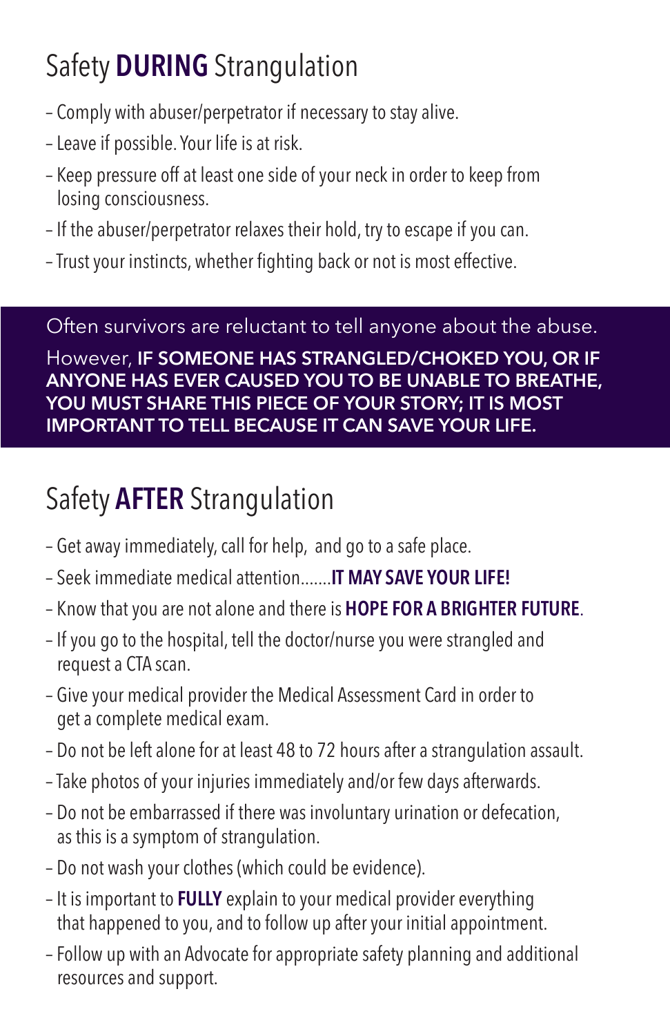## Safety **DURING** Strangulation

- Comply with abuser/perpetrator if necessary to stay alive.
- Leave if possible. Your life is at risk.
- Keep pressure off at least one side of your neck in order to keep from losing consciousness.
- If the abuser/perpetrator relaxes their hold, try to escape if you can.
- Trust your instincts, whether fighting back or not is most effective.

Often survivors are reluctant to tell anyone about the abuse.

However, **IF SOMEONE HAS STRANGLED/CHOKED YOU, OR IF ANYONE HAS EVER CAUSED YOU TO BE UNABLE TO BREATHE, YOU MUST SHARE THIS PIECE OF YOUR STORY; IT IS MOST IMPORTANT TO TELL BECAUSE IT CAN SAVE YOUR LIFE.**

## Safety **AFTER** Strangulation

- Get away immediately, call for help, and go to a safe place.
- Seek immediate medical attention.......**IT MAY SAVE YOUR LIFE!**
- Know that you are not alone and there is **HOPE FOR A BRIGHTER FUTURE**.
- If you go to the hospital, tell the doctor/nurse you were strangled and request a CTA scan.
- Give your medical provider the Medical Assessment Card in order to get a complete medical exam.
- Do not be left alone for at least 48 to 72 hours after a strangulation assault.
- Take photos of your injuries immediately and/or few days afterwards.
- Do not be embarrassed if there was involuntary urination or defecation, as this is a symptom of strangulation.
- Do not wash your clothes (which could be evidence).
- It is important to **FULLY** explain to your medical provider everything that happened to you, and to follow up after your initial appointment.
- Follow up with an Advocate for appropriate safety planning and additional resources and support.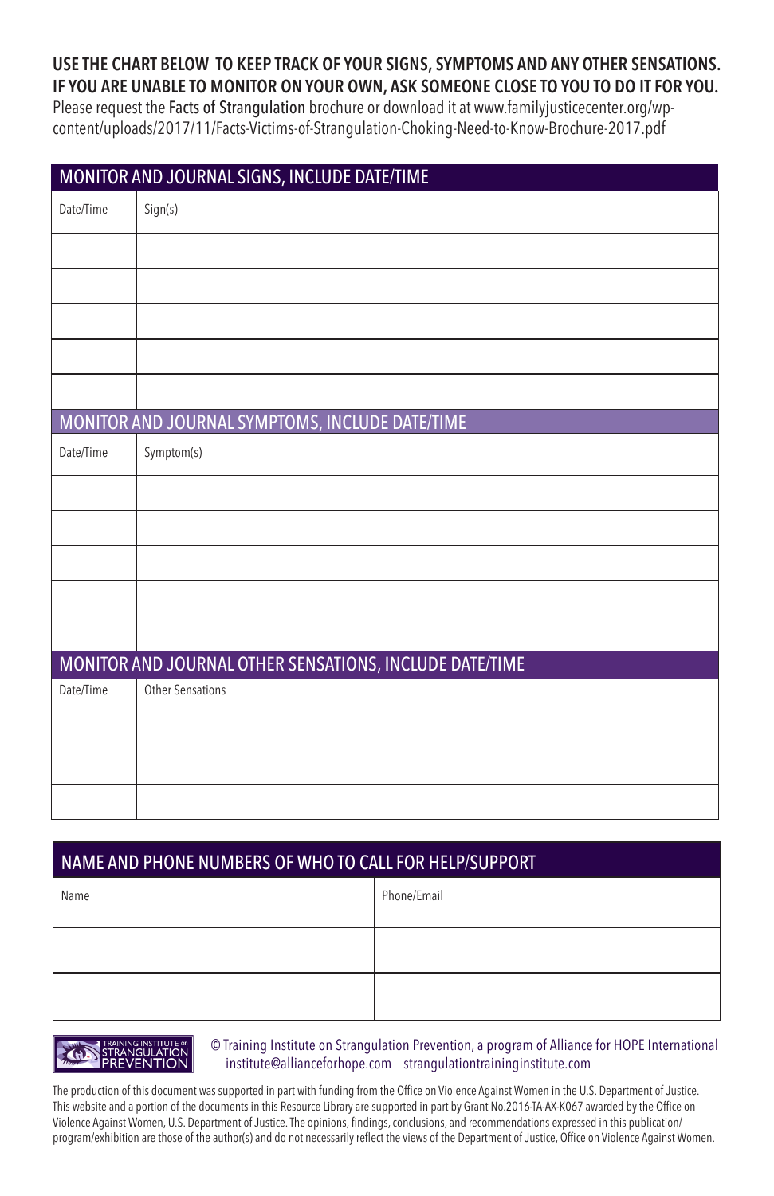**USE THE CHART BELOW TO KEEP TRACK OF YOUR SIGNS, SYMPTOMS AND ANY OTHER SENSATIONS. IF YOU ARE UNABLE TO MONITOR ON YOUR OWN, ASK SOMEONE CLOSE TO YOU TO DO IT FOR YOU.**

Please request the Facts of Strangulation brochure or download it at www.familyjusticecenter.org/wp-content/uploads/2017/11/Facts-Victims-of-Strangulation-Choking-Need-to-Know-Brochure-2017.pdf

## MONITOR AND JOURNAL SIGNS, INCLUDE DATE/TIME

| Date/Time | Sign(s) |
|---|---|
| | |
| | |
| | |
| | |
| | |

## MONITOR AND JOURNAL SYMPTOMS, INCLUDE DATE/TIME

| Date/Time | Symptom(s) |
|---|---|
| | |
| | |
| | |
| | |
| | |

## MONITOR AND JOURNAL OTHER SENSATIONS, INCLUDE DATE/TIME

| Date/Time | Other Sensations |
|---|---|
| | |
| | |
| | |

## NAME AND PHONE NUMBERS OF WHO TO CALL FOR HELP/SUPPORT

| Name | Phone/Email |
|---|---|
| | |
| | |

TRAINING INSTITUTE on STRANGULATION PREVENTION

© Training Institute on Strangulation Prevention, a program of Alliance for HOPE International
institute@allianceforhope.com strangulationtraininginstitute.com

The production of this document was supported in part with funding from the Office on Violence Against Women in the U.S. Department of Justice. This website and a portion of the documents in this Resource Library are supported in part by Grant No.2016-TA-AX-K067 awarded by the Office on Violence Against Women, U.S. Department of Justice. The opinions, findings, conclusions, and recommendations expressed in this publication/program/exhibition are those of the author(s) and do not necessarily reflect the views of the Department of Justice, Office on Violence Against Women.